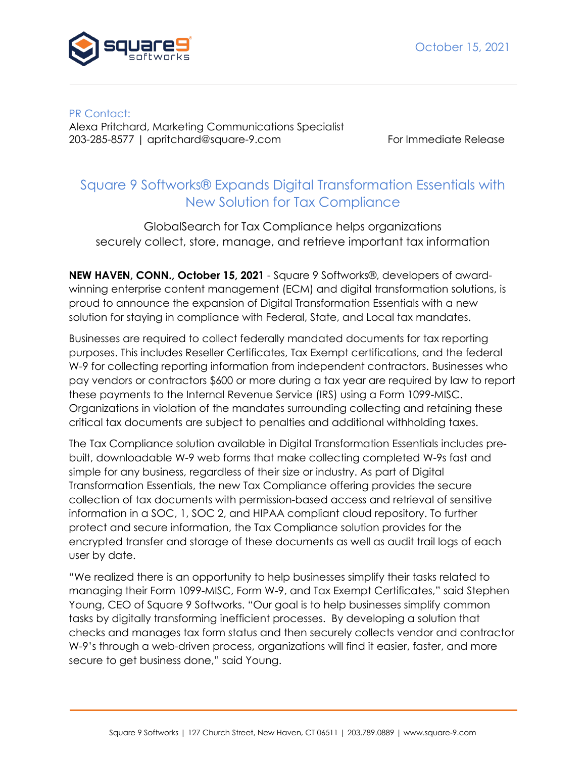October 15, 2021

PR Contact:
Alexa Pritchard, Marketing Communications Specialist
203-285-8577 | apritchard@square-9.com

For Immediate Release

# Square 9 Softworks® Expands Digital Transformation Essentials with New Solution for Tax Compliance

GlobalSearch for Tax Compliance helps organizations securely collect, store, manage, and retrieve important tax information

**NEW HAVEN, CONN., October 15, 2021** - Square 9 Softworks®, developers of award-winning enterprise content management (ECM) and digital transformation solutions, is proud to announce the expansion of Digital Transformation Essentials with a new solution for staying in compliance with Federal, State, and Local tax mandates.

Businesses are required to collect federally mandated documents for tax reporting purposes. This includes Reseller Certificates, Tax Exempt certifications, and the federal W-9 for collecting reporting information from independent contractors. Businesses who pay vendors or contractors $600 or more during a tax year are required by law to report these payments to the Internal Revenue Service (IRS) using a Form 1099-MISC. Organizations in violation of the mandates surrounding collecting and retaining these critical tax documents are subject to penalties and additional withholding taxes.

The Tax Compliance solution available in Digital Transformation Essentials includes pre-built, downloadable W-9 web forms that make collecting completed W-9s fast and simple for any business, regardless of their size or industry. As part of Digital Transformation Essentials, the new Tax Compliance offering provides the secure collection of tax documents with permission-based access and retrieval of sensitive information in a SOC, 1, SOC 2, and HIPAA compliant cloud repository. To further protect and secure information, the Tax Compliance solution provides for the encrypted transfer and storage of these documents as well as audit trail logs of each user by date.

"We realized there is an opportunity to help businesses simplify their tasks related to managing their Form 1099-MISC, Form W-9, and Tax Exempt Certificates," said Stephen Young, CEO of Square 9 Softworks. "Our goal is to help businesses simplify common tasks by digitally transforming inefficient processes. By developing a solution that checks and manages tax form status and then securely collects vendor and contractor W-9's through a web-driven process, organizations will find it easier, faster, and more secure to get business done," said Young.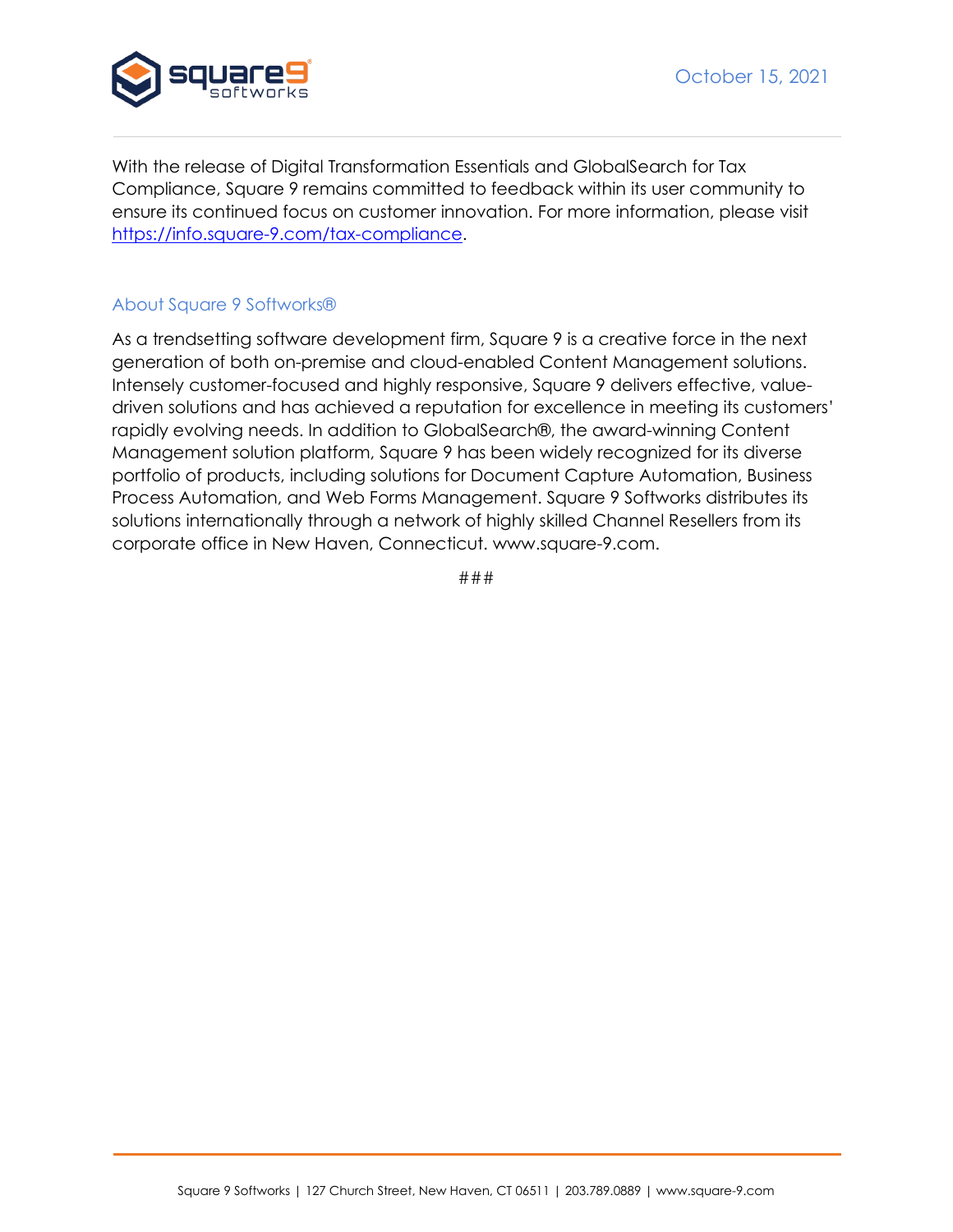October 15, 2021

With the release of Digital Transformation Essentials and GlobalSearch for Tax Compliance, Square 9 remains committed to feedback within its user community to ensure its continued focus on customer innovation. For more information, please visit https://info.square-9.com/tax-compliance.

## About Square 9 Softworks®

As a trendsetting software development firm, Square 9 is a creative force in the next generation of both on-premise and cloud-enabled Content Management solutions. Intensely customer-focused and highly responsive, Square 9 delivers effective, value-driven solutions and has achieved a reputation for excellence in meeting its customers' rapidly evolving needs. In addition to GlobalSearch®, the award-winning Content Management solution platform, Square 9 has been widely recognized for its diverse portfolio of products, including solutions for Document Capture Automation, Business Process Automation, and Web Forms Management. Square 9 Softworks distributes its solutions internationally through a network of highly skilled Channel Resellers from its corporate office in New Haven, Connecticut. www.square-9.com.

###